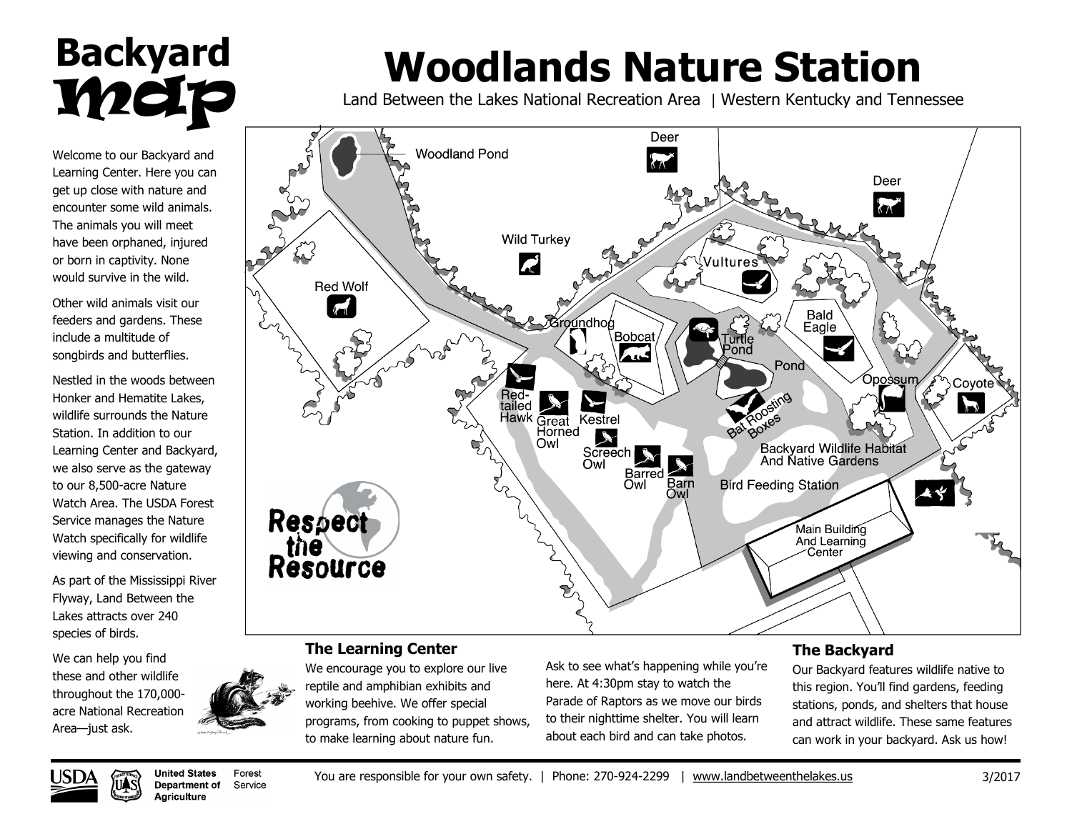# Backyard map

# Woodlands Nature Station

Land Between the Lakes National Recreation Area | Western Kentucky and Tennessee

Woodland Pond

Deer

Deer

Wild Turkey

Vultures

Red Wolf

Groundhog

Bobcat

Turtle Pond

Bald Eagle

Pond

Opossum

Coyote

Red-tailed Hawk

Great Horned Owl

Kestrel

Bat Roosting Boxes

Screech Owl

Barred Owl

Barn Owl

Backyard Wildlife Habitat And Native Gardens

Bird Feeding Station

Main Building And Learning Center

Respect the Resource

Welcome to our Backyard and Learning Center. Here you can get up close with nature and encounter some wild animals. The animals you will meet have been orphaned, injured or born in captivity. None would survive in the wild.

Other wild animals visit our feeders and gardens. These include a multitude of songbirds and butterflies.

Nestled in the woods between Honker and Hematite Lakes, wildlife surrounds the Nature Station. In addition to our Learning Center and Backyard, we also serve as the gateway to our 8,500-acre Nature Watch Area. The USDA Forest Service manages the Nature Watch specifically for wildlife viewing and conservation.

As part of the Mississippi River Flyway, Land Between the Lakes attracts over 240 species of birds.

We can help you find these and other wildlife throughout the 170,000-acre National Recreation Area—just ask.

### The Learning Center

We encourage you to explore our live reptile and amphibian exhibits and working beehive. We offer special programs, from cooking to puppet shows, to make learning about nature fun.

Ask to see what's happening while you're here. At 4:30pm stay to watch the Parade of Raptors as we move our birds to their nighttime shelter. You will learn about each bird and can take photos.

### The Backyard

Our Backyard features wildlife native to this region. You'll find gardens, feeding stations, ponds, and shelters that house and attract wildlife. These same features can work in your backyard. Ask us how!

USDA United States Department of Agriculture Forest Service

You are responsible for your own safety. | Phone: 270-924-2299 | www.landbetweenthelakes.us

3/2017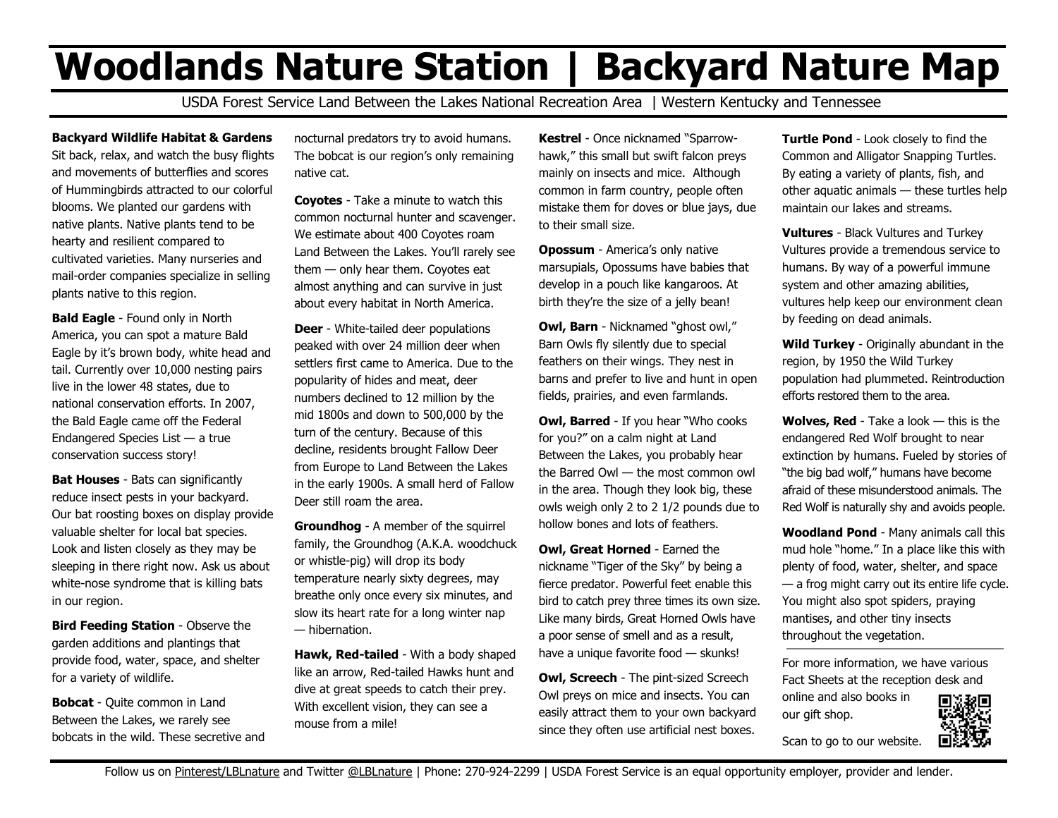# Woodlands Nature Station | Backyard Nature Map

USDA Forest Service Land Between the Lakes National Recreation Area | Western Kentucky and Tennessee

**Backyard Wildlife Habitat & Gardens**
Sit back, relax, and watch the busy flights and movements of butterflies and scores of Hummingbirds attracted to our colorful blooms. We planted our gardens with native plants. Native plants tend to be hearty and resilient compared to cultivated varieties. Many nurseries and mail-order companies specialize in selling plants native to this region.

**Bald Eagle** - Found only in North America, you can spot a mature Bald Eagle by it's brown body, white head and tail. Currently over 10,000 nesting pairs live in the lower 48 states, due to national conservation efforts. In 2007, the Bald Eagle came off the Federal Endangered Species List — a true conservation success story!

**Bat Houses** - Bats can significantly reduce insect pests in your backyard. Our bat roosting boxes on display provide valuable shelter for local bat species. Look and listen closely as they may be sleeping in there right now. Ask us about white-nose syndrome that is killing bats in our region.

**Bird Feeding Station** - Observe the garden additions and plantings that provide food, water, space, and shelter for a variety of wildlife.

**Bobcat** - Quite common in Land Between the Lakes, we rarely see bobcats in the wild. These secretive and nocturnal predators try to avoid humans. The bobcat is our region's only remaining native cat.

**Coyotes** - Take a minute to watch this common nocturnal hunter and scavenger. We estimate about 400 Coyotes roam Land Between the Lakes. You'll rarely see them — only hear them. Coyotes eat almost anything and can survive in just about every habitat in North America.

**Deer** - White-tailed deer populations peaked with over 24 million deer when settlers first came to America. Due to the popularity of hides and meat, deer numbers declined to 12 million by the mid 1800s and down to 500,000 by the turn of the century. Because of this decline, residents brought Fallow Deer from Europe to Land Between the Lakes in the early 1900s. A small herd of Fallow Deer still roam the area.

**Groundhog** - A member of the squirrel family, the Groundhog (A.K.A. woodchuck or whistle-pig) will drop its body temperature nearly sixty degrees, may breathe only once every six minutes, and slow its heart rate for a long winter nap — hibernation.

**Hawk, Red-tailed** - With a body shaped like an arrow, Red-tailed Hawks hunt and dive at great speeds to catch their prey. With excellent vision, they can see a mouse from a mile!

**Kestrel** - Once nicknamed "Sparrow-hawk," this small but swift falcon preys mainly on insects and mice. Although common in farm country, people often mistake them for doves or blue jays, due to their small size.

**Opossum** - America's only native marsupials, Opossums have babies that develop in a pouch like kangaroos. At birth they're the size of a jelly bean!

**Owl, Barn** - Nicknamed "ghost owl," Barn Owls fly silently due to special feathers on their wings. They nest in barns and prefer to live and hunt in open fields, prairies, and even farmlands.

**Owl, Barred** - If you hear "Who cooks for you?" on a calm night at Land Between the Lakes, you probably hear the Barred Owl — the most common owl in the area. Though they look big, these owls weigh only 2 to 2 1/2 pounds due to hollow bones and lots of feathers.

**Owl, Great Horned** - Earned the nickname "Tiger of the Sky" by being a fierce predator. Powerful feet enable this bird to catch prey three times its own size. Like many birds, Great Horned Owls have a poor sense of smell and as a result, have a unique favorite food — skunks!

**Owl, Screech** - The pint-sized Screech Owl preys on mice and insects. You can easily attract them to your own backyard since they often use artificial nest boxes.

**Turtle Pond** - Look closely to find the Common and Alligator Snapping Turtles. By eating a variety of plants, fish, and other aquatic animals — these turtles help maintain our lakes and streams.

**Vultures** - Black Vultures and Turkey Vultures provide a tremendous service to humans. By way of a powerful immune system and other amazing abilities, vultures help keep our environment clean by feeding on dead animals.

**Wild Turkey** - Originally abundant in the region, by 1950 the Wild Turkey population had plummeted. Reintroduction efforts restored them to the area.

**Wolves, Red** - Take a look — this is the endangered Red Wolf brought to near extinction by humans. Fueled by stories of "the big bad wolf," humans have become afraid of these misunderstood animals. The Red Wolf is naturally shy and avoids people.

**Woodland Pond** - Many animals call this mud hole "home." In a place like this with plenty of food, water, shelter, and space — a frog might carry out its entire life cycle. You might also spot spiders, praying mantises, and other tiny insects throughout the vegetation.

---

For more information, we have various Fact Sheets at the reception desk and online and also books in our gift shop.

Scan to go to our website.

Follow us on Pinterest/LBLnature and Twitter @LBLnature | Phone: 270-924-2299 | USDA Forest Service is an equal opportunity employer, provider and lender.